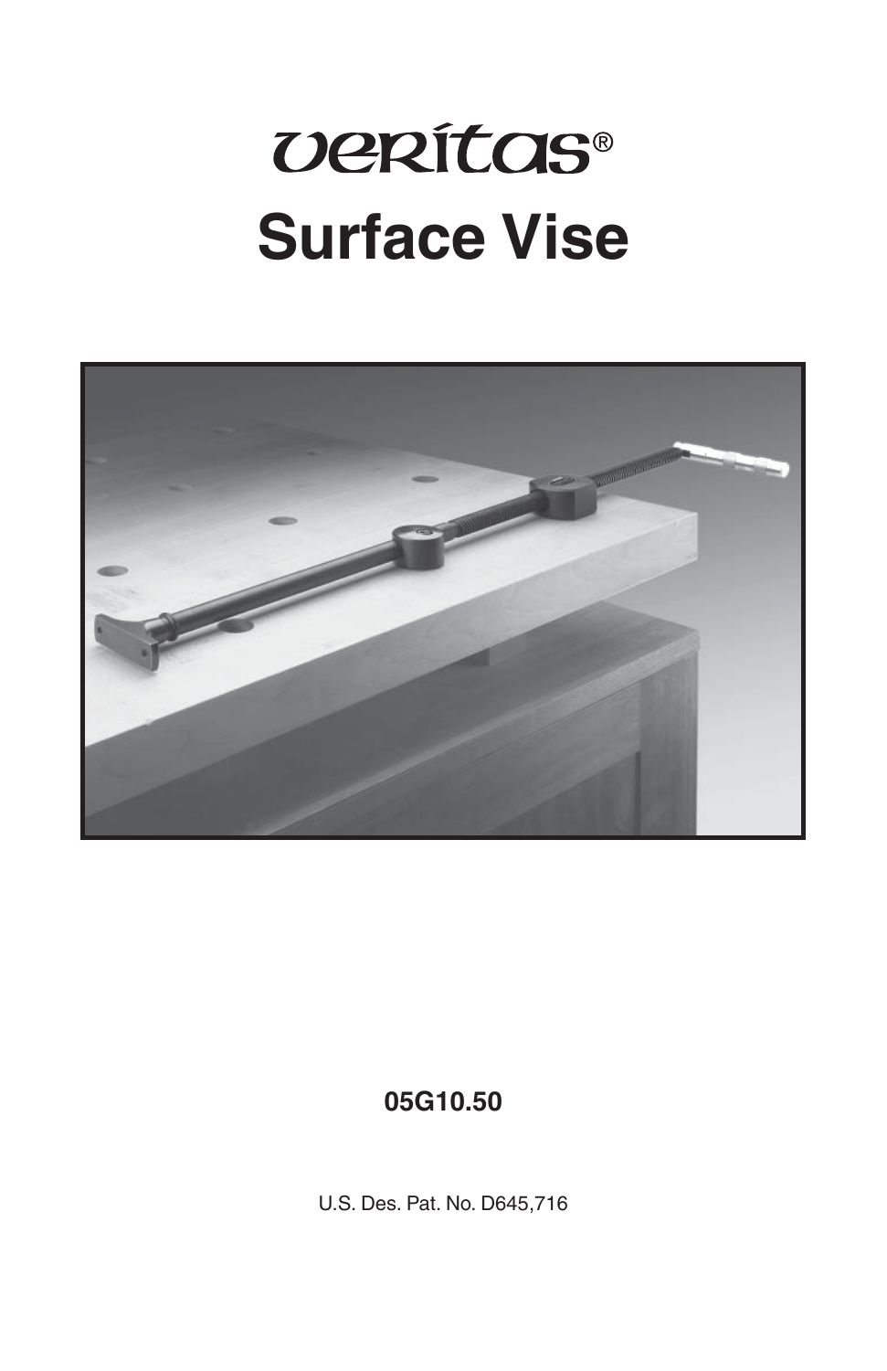# veritas®

# Surface Vise

**05G10.50**

U.S. Des. Pat. No. D645,716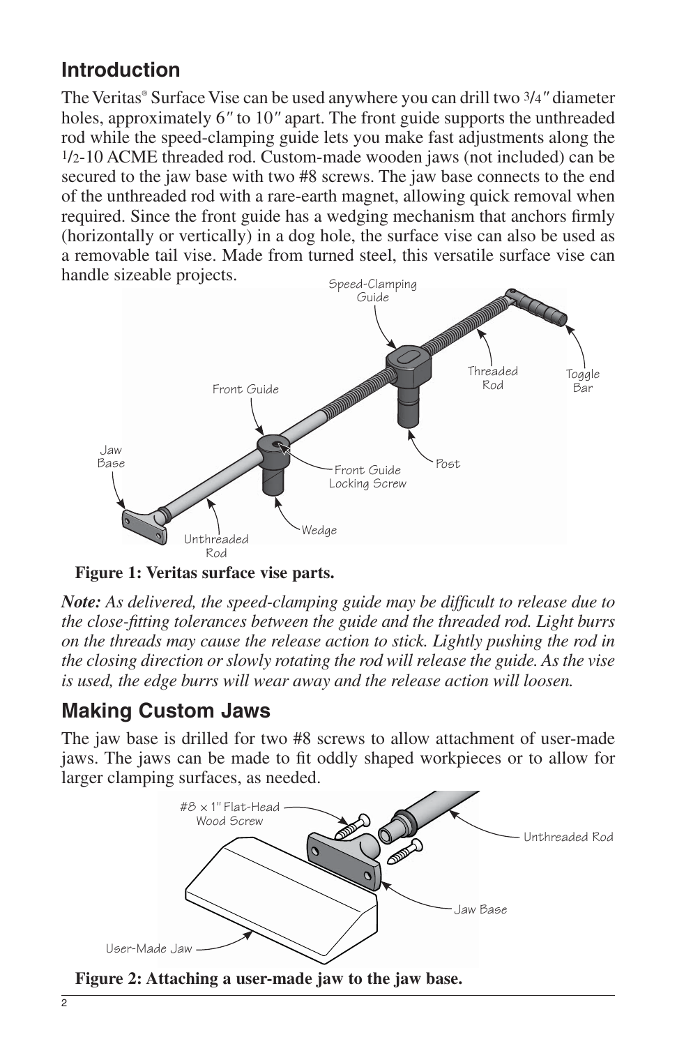## Introduction

The Veritas® Surface Vise can be used anywhere you can drill two 3/4″ diameter holes, approximately 6″ to 10″ apart. The front guide supports the unthreaded rod while the speed-clamping guide lets you make fast adjustments along the 1/2-10 ACME threaded rod. Custom-made wooden jaws (not included) can be secured to the jaw base with two #8 screws. The jaw base connects to the end of the unthreaded rod with a rare-earth magnet, allowing quick removal when required. Since the front guide has a wedging mechanism that anchors firmly (horizontally or vertically) in a dog hole, the surface vise can also be used as a removable tail vise. Made from turned steel, this versatile surface vise can handle sizeable projects.

**Figure 1: Veritas surface vise parts.**

***Note:*** *As delivered, the speed-clamping guide may be difficult to release due to the close-fitting tolerances between the guide and the threaded rod. Light burrs on the threads may cause the release action to stick. Lightly pushing the rod in the closing direction or slowly rotating the rod will release the guide. As the vise is used, the edge burrs will wear away and the release action will loosen.*

## Making Custom Jaws

The jaw base is drilled for two #8 screws to allow attachment of user-made jaws. The jaws can be made to fit oddly shaped workpieces or to allow for larger clamping surfaces, as needed.

**Figure 2: Attaching a user-made jaw to the jaw base.**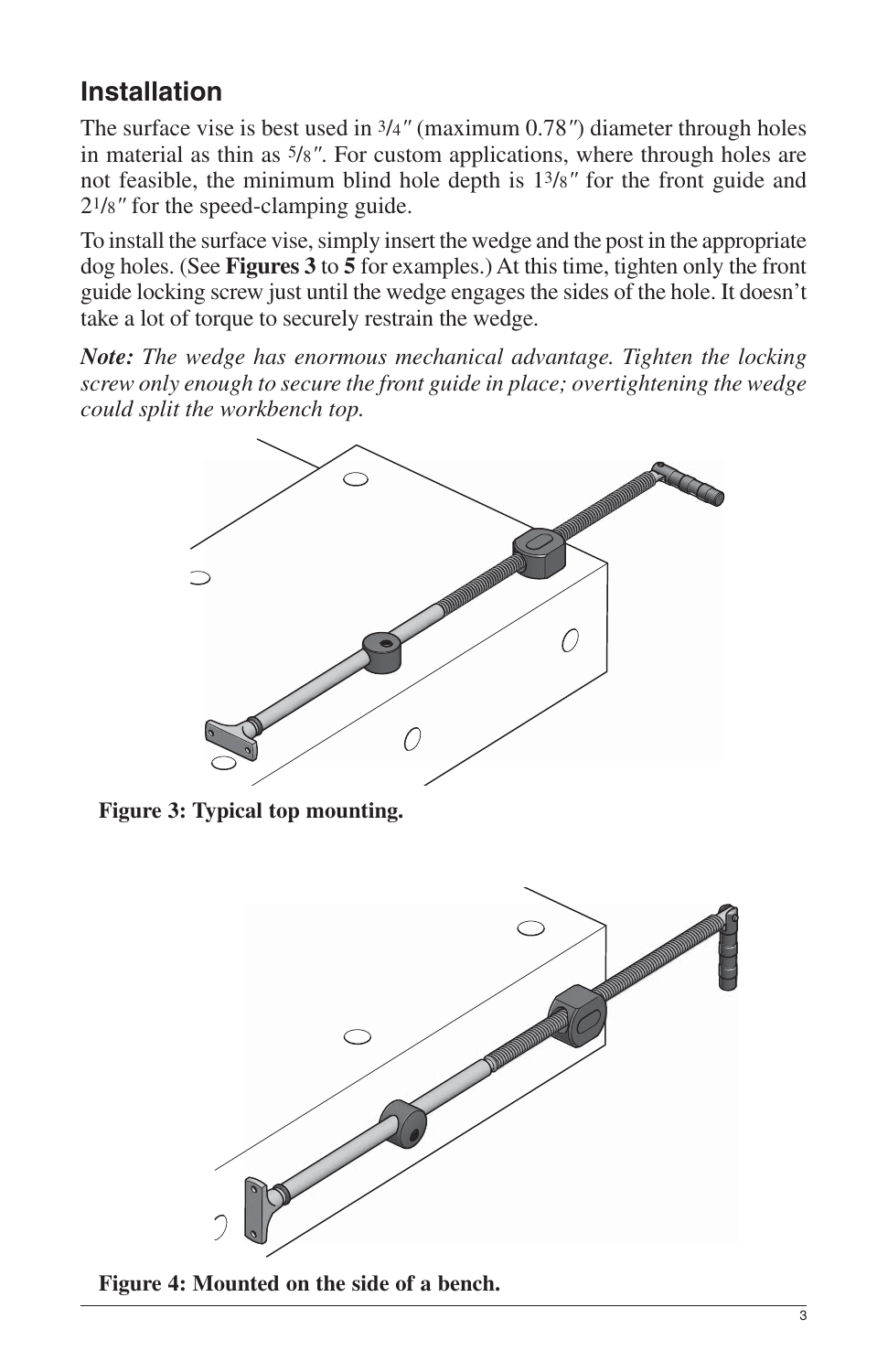## Installation

The surface vise is best used in 3/4″ (maximum 0.78″) diameter through holes in material as thin as 5/8″. For custom applications, where through holes are not feasible, the minimum blind hole depth is 1 3/8″ for the front guide and 2 1/8″ for the speed-clamping guide.

To install the surface vise, simply insert the wedge and the post in the appropriate dog holes. (See **Figures 3** to **5** for examples.) At this time, tighten only the front guide locking screw just until the wedge engages the sides of the hole. It doesn't take a lot of torque to securely restrain the wedge.

***Note:*** *The wedge has enormous mechanical advantage. Tighten the locking screw only enough to secure the front guide in place; overtightening the wedge could split the workbench top.*

**Figure 3: Typical top mounting.**

**Figure 4: Mounted on the side of a bench.**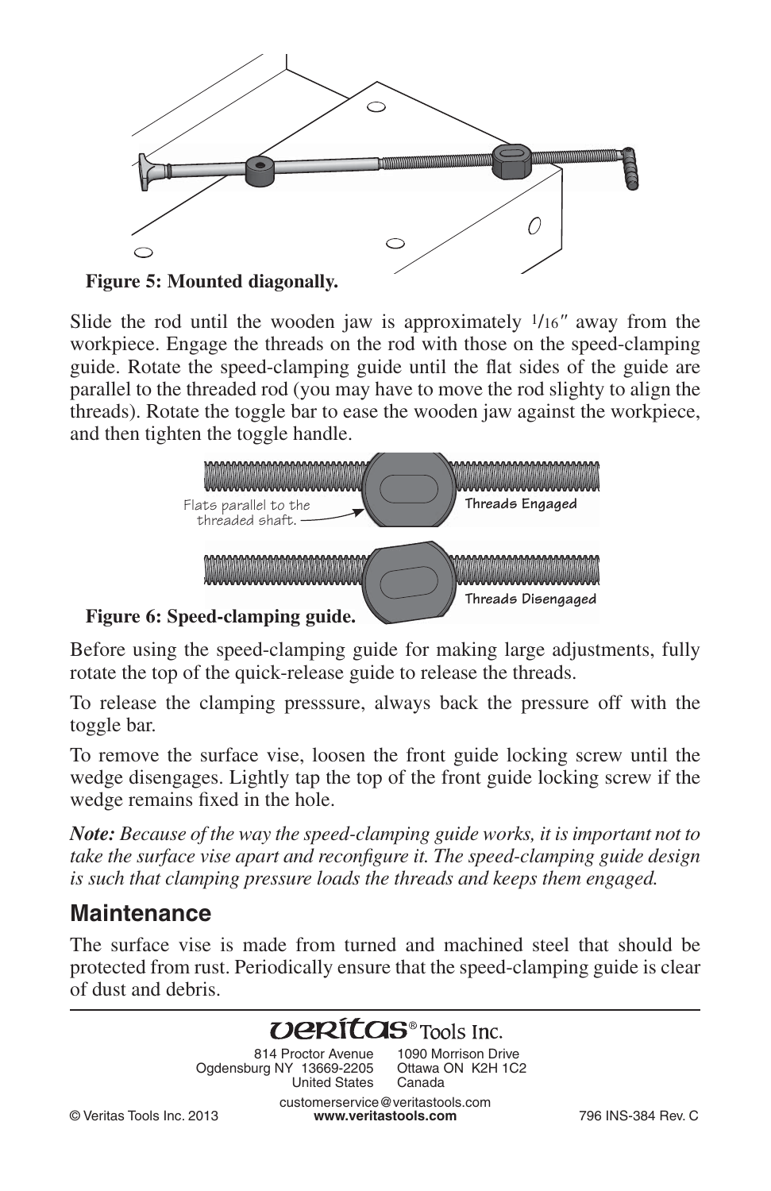Figure 5: Mounted diagonally.

Slide the rod until the wooden jaw is approximately 1/16″ away from the workpiece. Engage the threads on the rod with those on the speed-clamping guide. Rotate the speed-clamping guide until the flat sides of the guide are parallel to the threaded rod (you may have to move the rod slighty to align the threads). Rotate the toggle bar to ease the wooden jaw against the workpiece, and then tighten the toggle handle.

Flats parallel to the threaded shaft.

Threads Engaged

Threads Disengaged

Figure 6: Speed-clamping guide.

Before using the speed-clamping guide for making large adjustments, fully rotate the top of the quick-release guide to release the threads.

To release the clamping presssure, always back the pressure off with the toggle bar.

To remove the surface vise, loosen the front guide locking screw until the wedge disengages. Lightly tap the top of the front guide locking screw if the wedge remains fixed in the hole.

***Note:*** *Because of the way the speed-clamping guide works, it is important not to take the surface vise apart and reconfigure it. The speed-clamping guide design is such that clamping pressure loads the threads and keeps them engaged.*

## Maintenance

The surface vise is made from turned and machined steel that should be protected from rust. Periodically ensure that the speed-clamping guide is clear of dust and debris.

---

Veritas® Tools Inc.

814 Proctor Avenue
Ogdensburg NY 13669-2205
United States

1090 Morrison Drive
Ottawa ON K2H 1C2
Canada

customerservice@veritastools.com
**www.veritastools.com**

© Veritas Tools Inc. 2013

796 INS-384 Rev. C